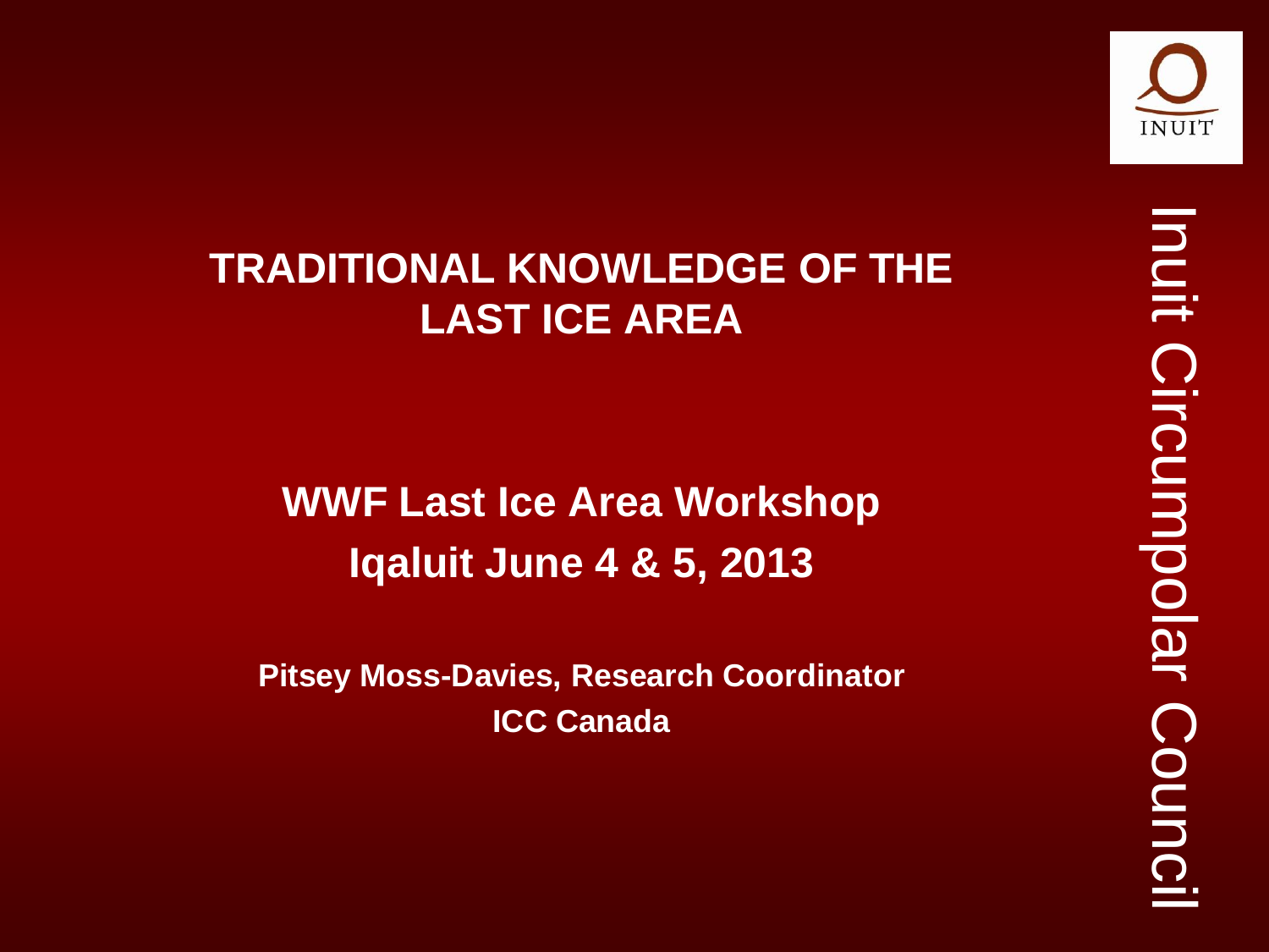# TRADITIONAL KNOWLEDGE OF THE LAST ICE AREA

## WWF Last Ice Area Workshop
## Iqaluit June 4 & 5, 2013

**Pitsey Moss-Davies, Research Coordinator**
**ICC Canada**

INUIT

Inuit Circumpolar Council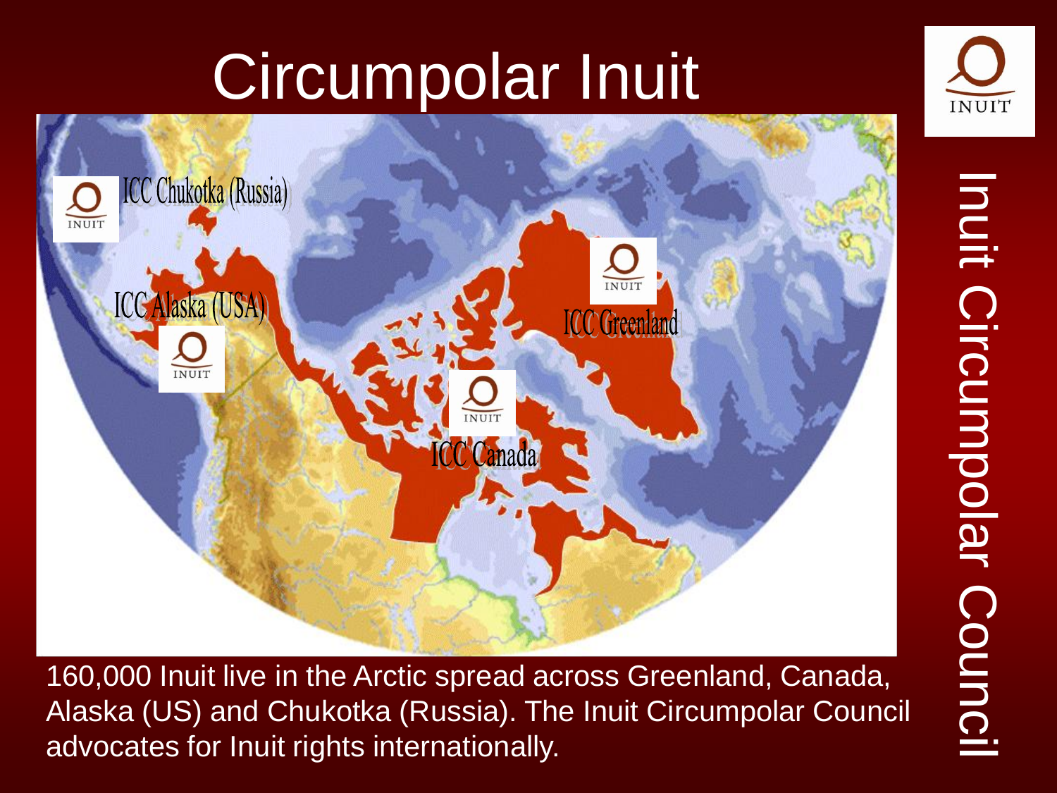# Circumpolar Inuit

ICC Chukotka (Russia)

ICC Alaska (USA)

ICC Greenland

ICC Canada

160,000 Inuit live in the Arctic spread across Greenland, Canada, Alaska (US) and Chukotka (Russia). The Inuit Circumpolar Council advocates for Inuit rights internationally.

Inuit Circumpolar Council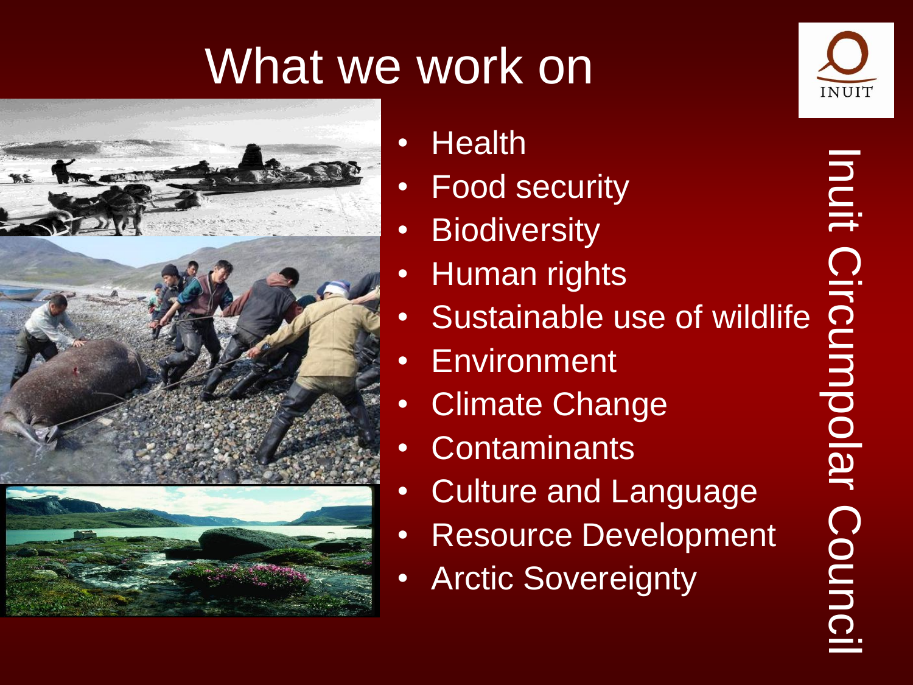# What we work on

- Health
- Food security
- Biodiversity
- Human rights
- Sustainable use of wildlife
- Environment
- Climate Change
- Contaminants
- Culture and Language
- Resource Development
- Arctic Sovereignty

INUIT

Inuit Circumpolar Council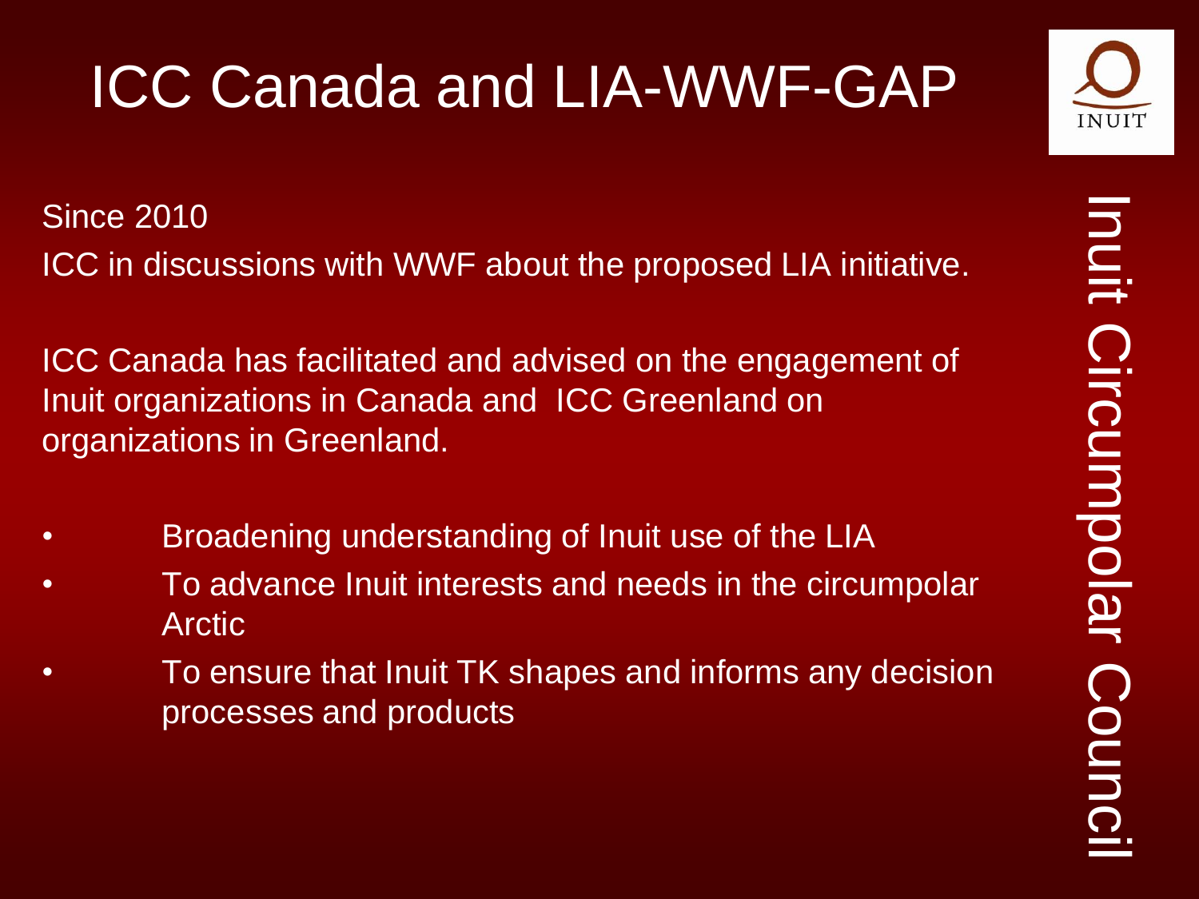# ICC Canada and LIA-WWF-GAP

Since 2010

ICC in discussions with WWF about the proposed LIA initiative.

ICC Canada has facilitated and advised on the engagement of Inuit organizations in Canada and ICC Greenland on organizations in Greenland.

- Broadening understanding of Inuit use of the LIA
- To advance Inuit interests and needs in the circumpolar Arctic
- To ensure that Inuit TK shapes and informs any decision processes and products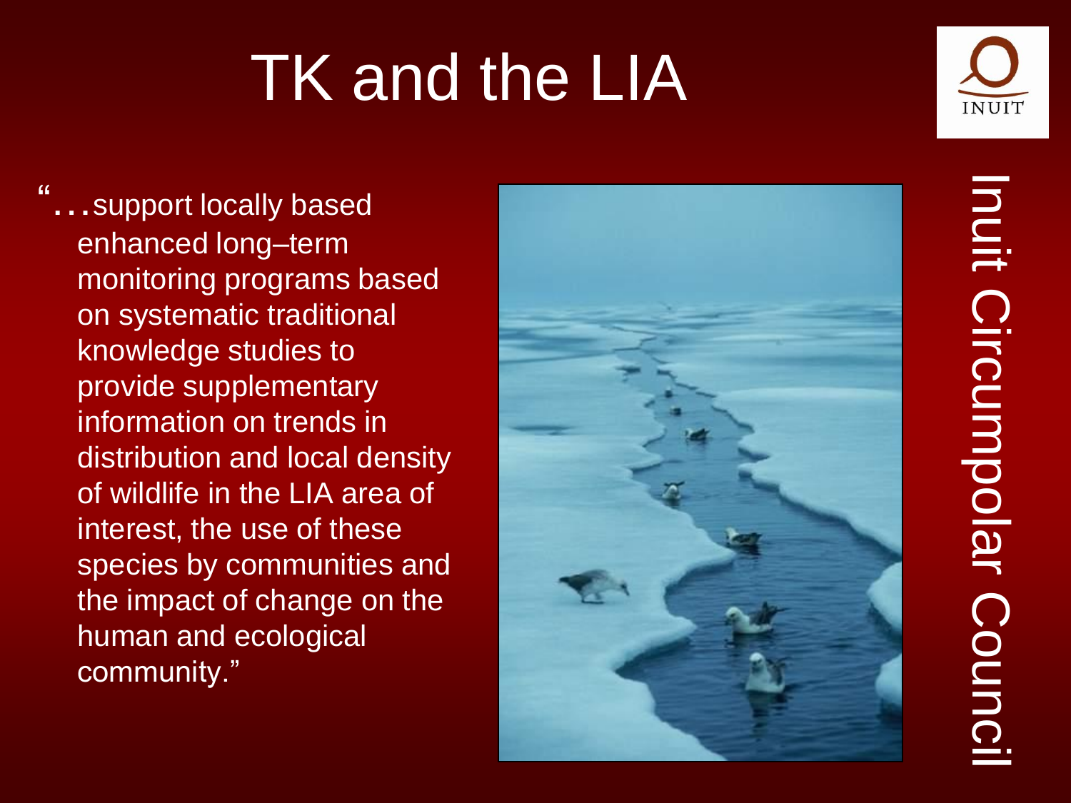# TK and the LIA

"…support locally based enhanced long–term monitoring programs based on systematic traditional knowledge studies to provide supplementary information on trends in distribution and local density of wildlife in the LIA area of interest, the use of these species by communities and the impact of change on the human and ecological community."

Inuit Circumpolar Council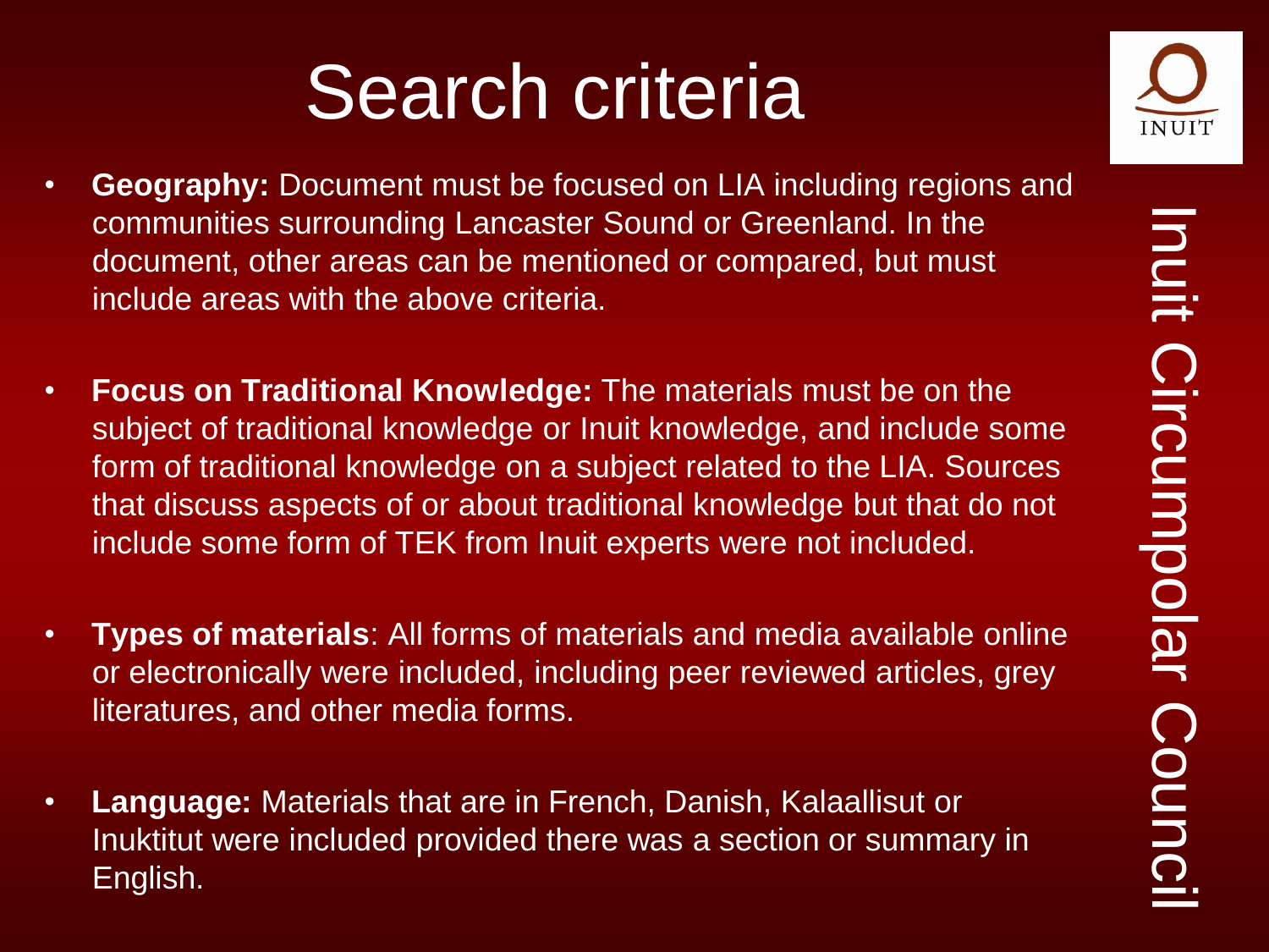# Search criteria

- **Geography:** Document must be focused on LIA including regions and communities surrounding Lancaster Sound or Greenland. In the document, other areas can be mentioned or compared, but must include areas with the above criteria.

- **Focus on Traditional Knowledge:** The materials must be on the subject of traditional knowledge or Inuit knowledge, and include some form of traditional knowledge on a subject related to the LIA. Sources that discuss aspects of or about traditional knowledge but that do not include some form of TEK from Inuit experts were not included.

- **Types of materials**: All forms of materials and media available online or electronically were included, including peer reviewed articles, grey literatures, and other media forms.

- **Language:** Materials that are in French, Danish, Kalaallisut or Inuktitut were included provided there was a section or summary in English.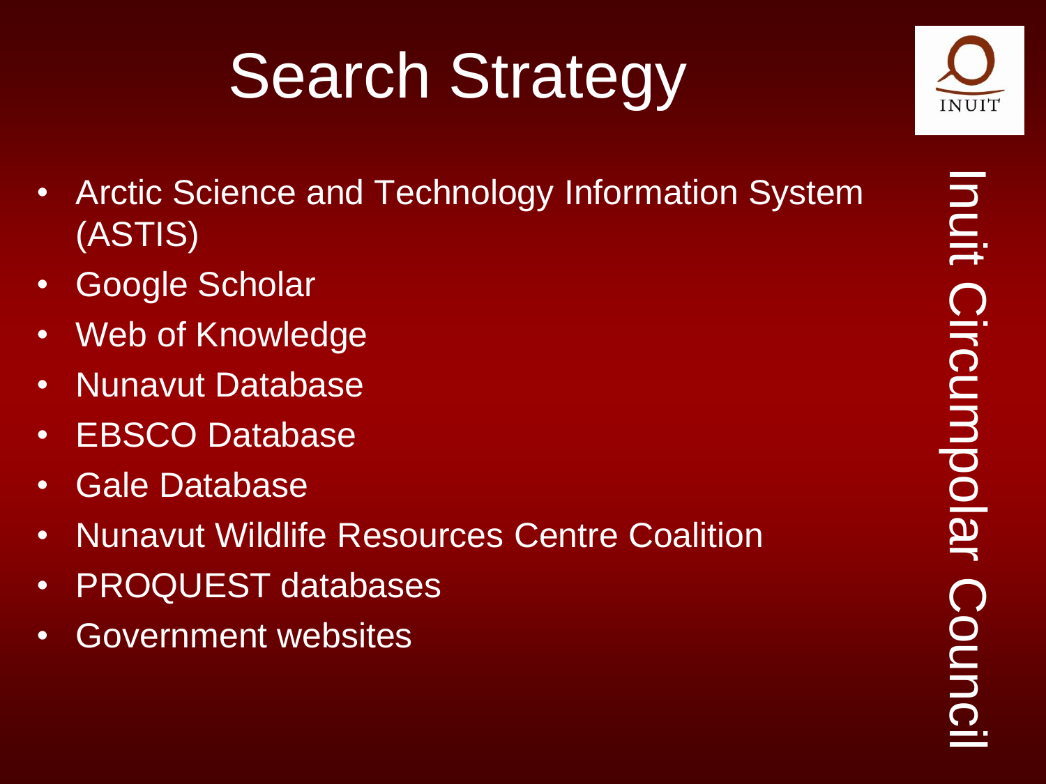# Search Strategy

- Arctic Science and Technology Information System (ASTIS)
- Google Scholar
- Web of Knowledge
- Nunavut Database
- EBSCO Database
- Gale Database
- Nunavut Wildlife Resources Centre Coalition
- PROQUEST databases
- Government websites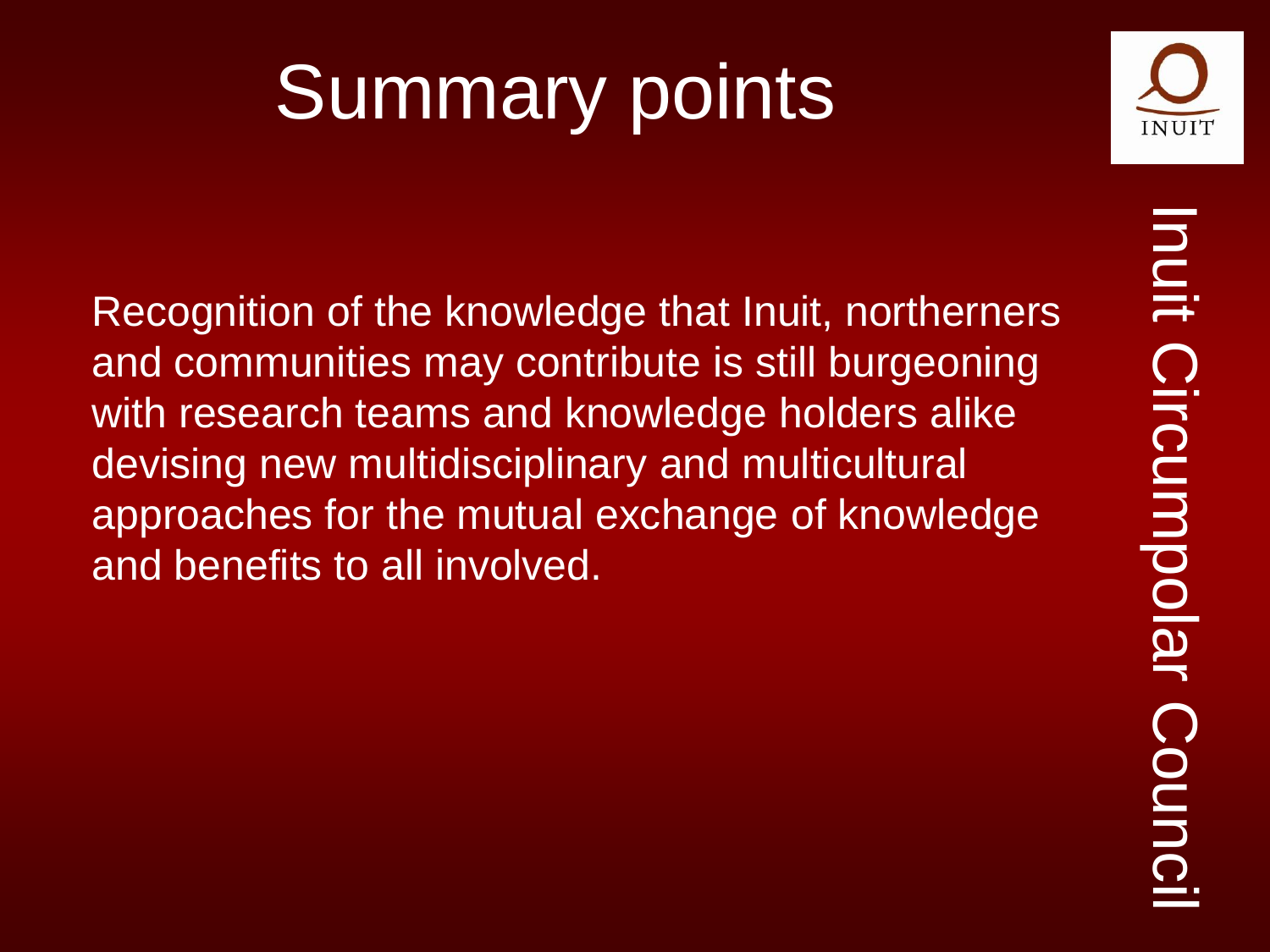# Summary points

Recognition of the knowledge that Inuit, northerners and communities may contribute is still burgeoning with research teams and knowledge holders alike devising new multidisciplinary and multicultural approaches for the mutual exchange of knowledge and benefits to all involved.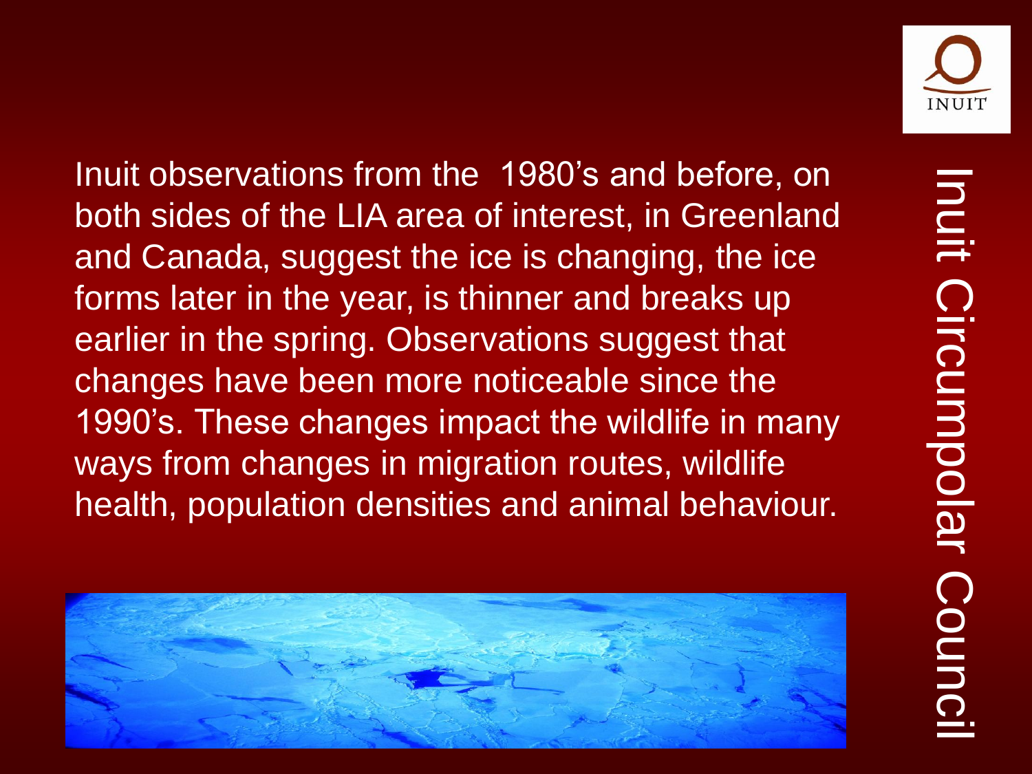Inuit observations from the 1980's and before, on both sides of the LIA area of interest, in Greenland and Canada, suggest the ice is changing, the ice forms later in the year, is thinner and breaks up earlier in the spring. Observations suggest that changes have been more noticeable since the 1990's. These changes impact the wildlife in many ways from changes in migration routes, wildlife health, population densities and animal behaviour.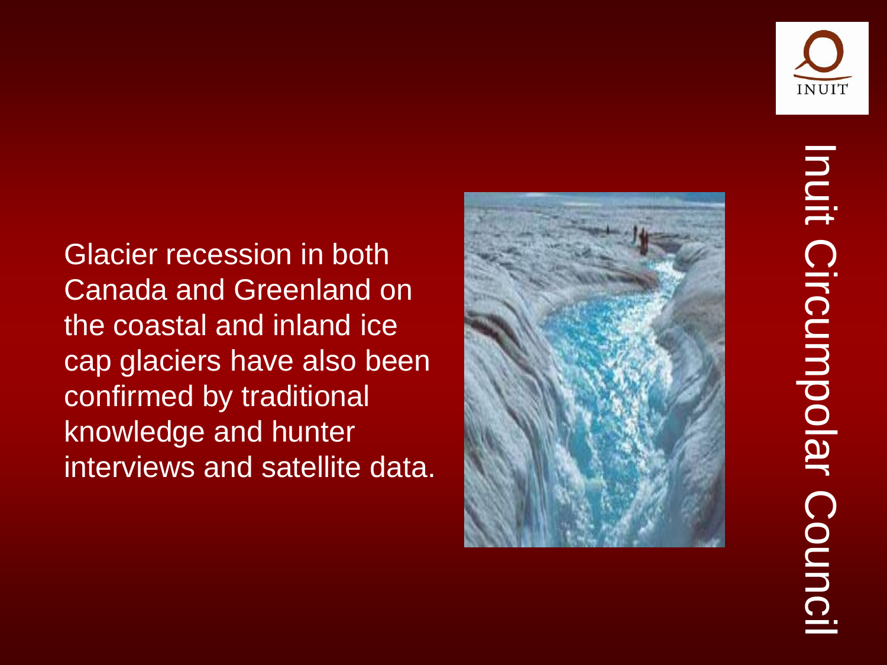Glacier recession in both Canada and Greenland on the coastal and inland ice cap glaciers have also been confirmed by traditional knowledge and hunter interviews and satellite data.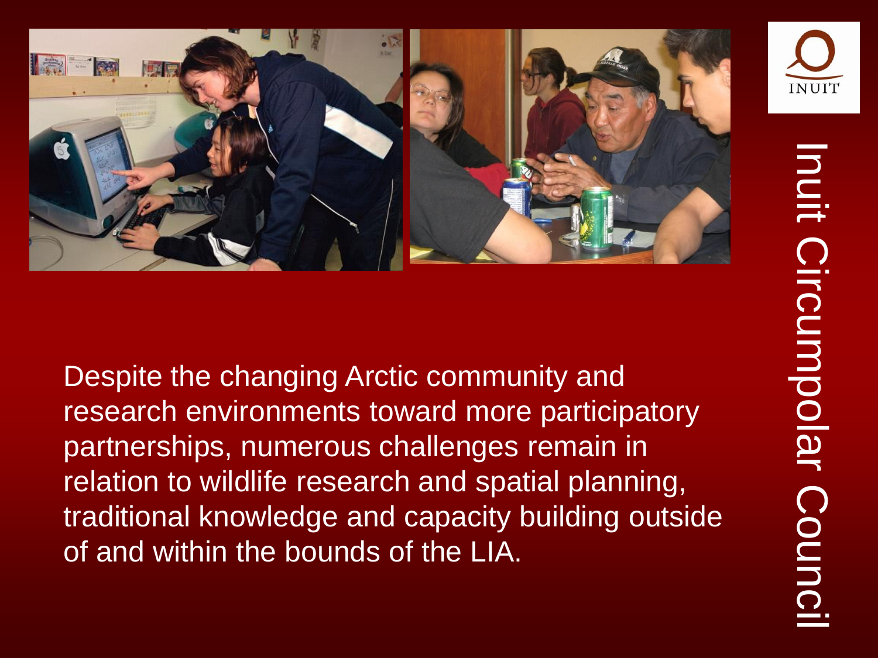Despite the changing Arctic community and research environments toward more participatory partnerships, numerous challenges remain in relation to wildlife research and spatial planning, traditional knowledge and capacity building outside of and within the bounds of the LIA.

Inuit Circumpolar Council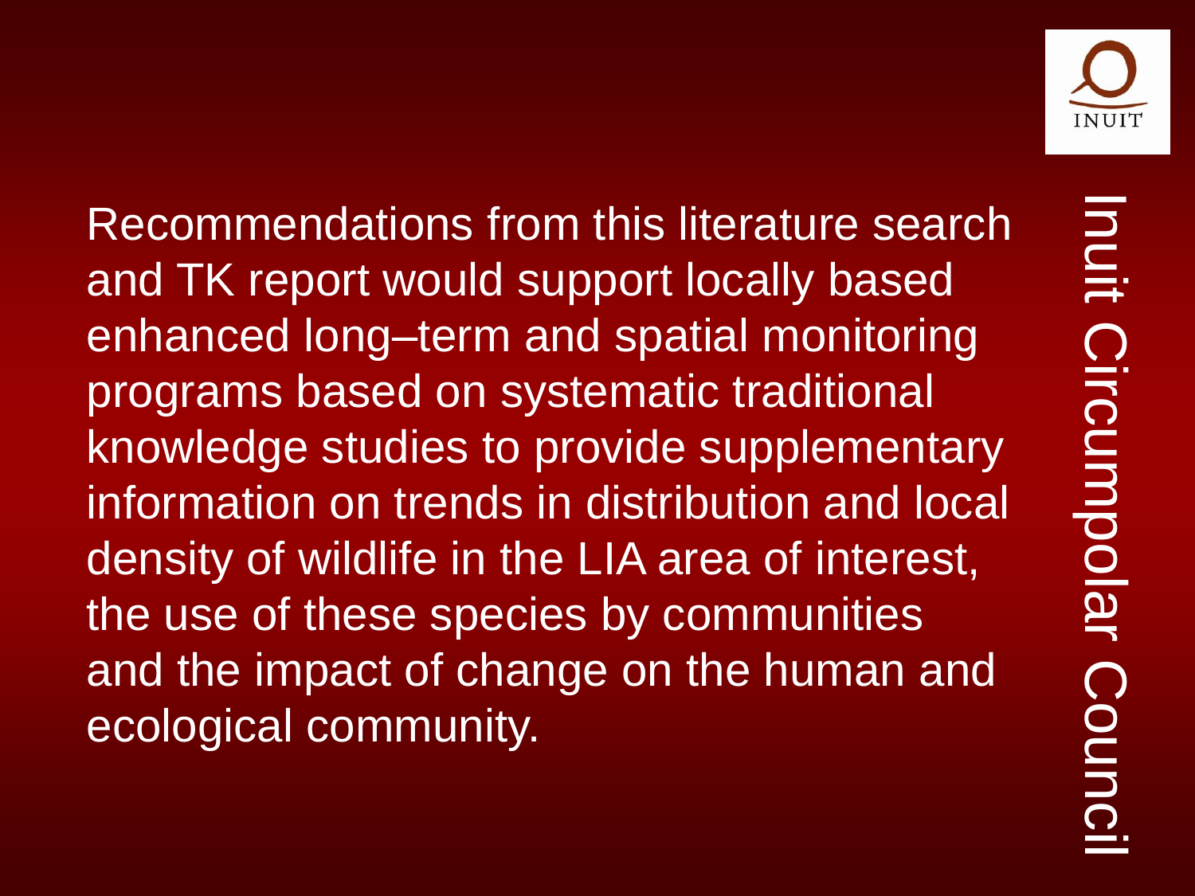Recommendations from this literature search and TK report would support locally based enhanced long–term and spatial monitoring programs based on systematic traditional knowledge studies to provide supplementary information on trends in distribution and local density of wildlife in the LIA area of interest, the use of these species by communities and the impact of change on the human and ecological community.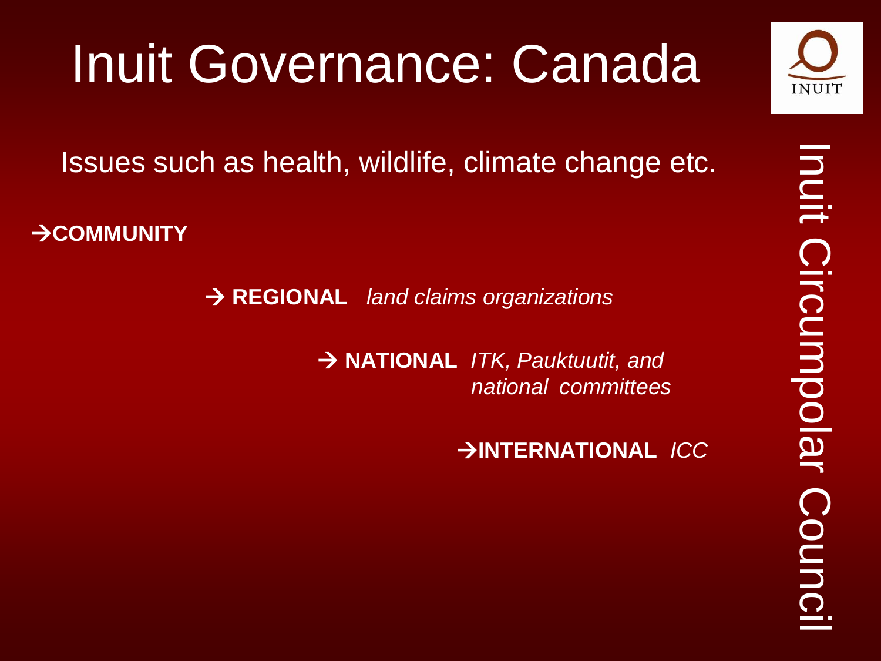# Inuit Governance: Canada

Issues such as health, wildlife, climate change etc.

→**COMMUNITY**

→ **REGIONAL** *land claims organizations*

→ **NATIONAL** *ITK, Pauktuutit, and national committees*

→**INTERNATIONAL** *ICC*

Inuit Circumpolar Council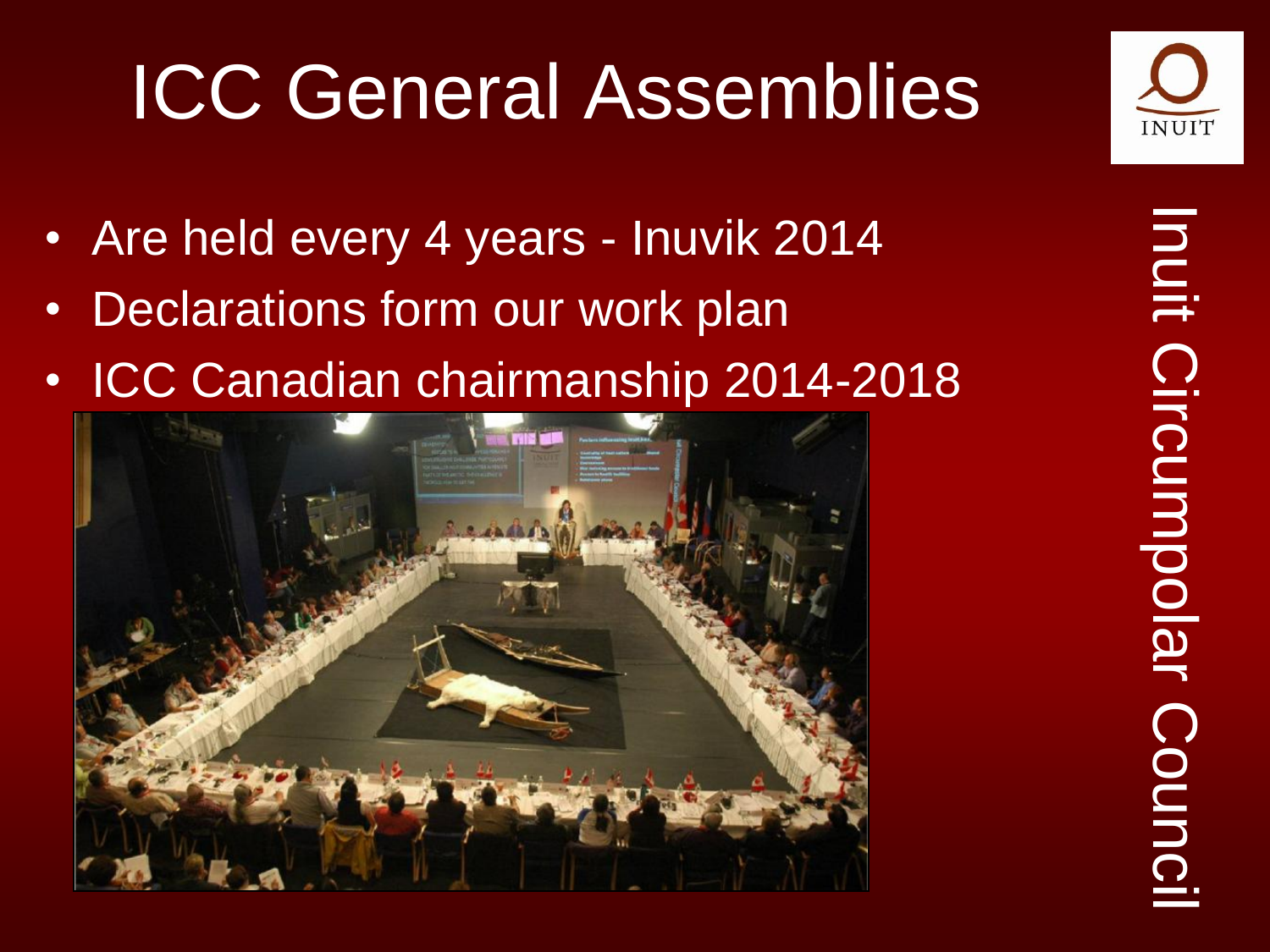# ICC General Assemblies

- Are held every 4 years - Inuvik 2014
- Declarations form our work plan
- ICC Canadian chairmanship 2014-2018

Inuit Circumpolar Council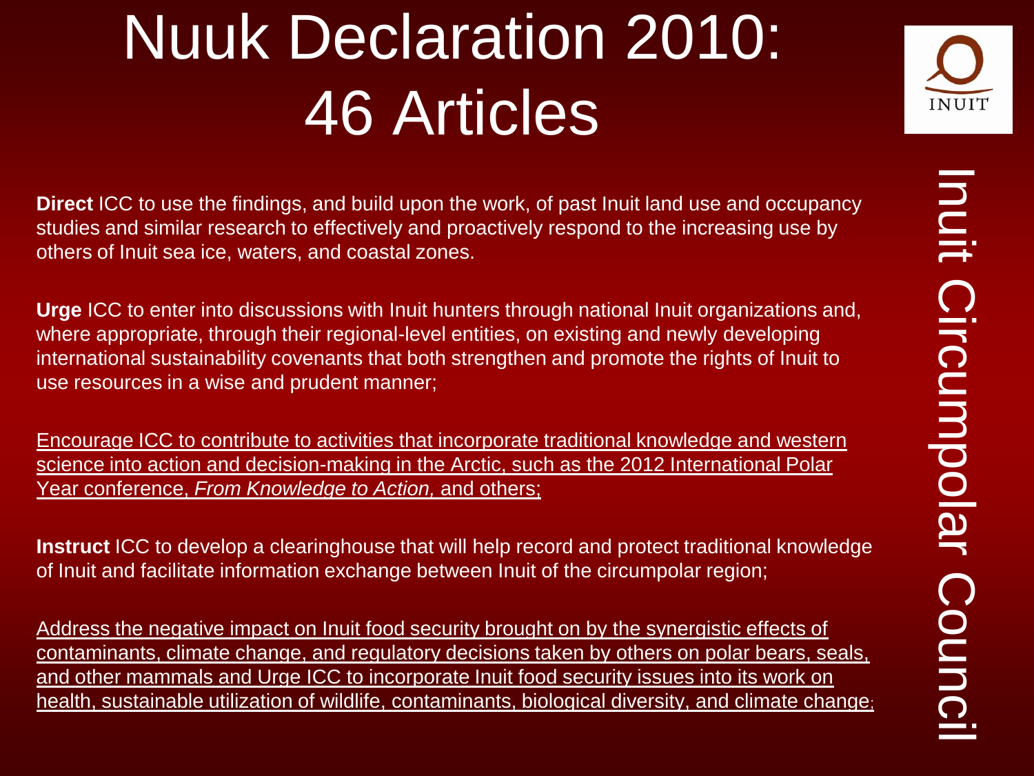# Nuuk Declaration 2010: 46 Articles

Inuit Circumpolar Council

**Direct** ICC to use the findings, and build upon the work, of past Inuit land use and occupancy studies and similar research to effectively and proactively respond to the increasing use by others of Inuit sea ice, waters, and coastal zones.

**Urge** ICC to enter into discussions with Inuit hunters through national Inuit organizations and, where appropriate, through their regional-level entities, on existing and newly developing international sustainability covenants that both strengthen and promote the rights of Inuit to use resources in a wise and prudent manner;

Encourage ICC to contribute to activities that incorporate traditional knowledge and western science into action and decision-making in the Arctic, such as the 2012 International Polar Year conference, *From Knowledge to Action,* and others;

**Instruct** ICC to develop a clearinghouse that will help record and protect traditional knowledge of Inuit and facilitate information exchange between Inuit of the circumpolar region;

Address the negative impact on Inuit food security brought on by the synergistic effects of contaminants, climate change, and regulatory decisions taken by others on polar bears, seals, and other mammals and Urge ICC to incorporate Inuit food security issues into its work on health, sustainable utilization of wildlife, contaminants, biological diversity, and climate change;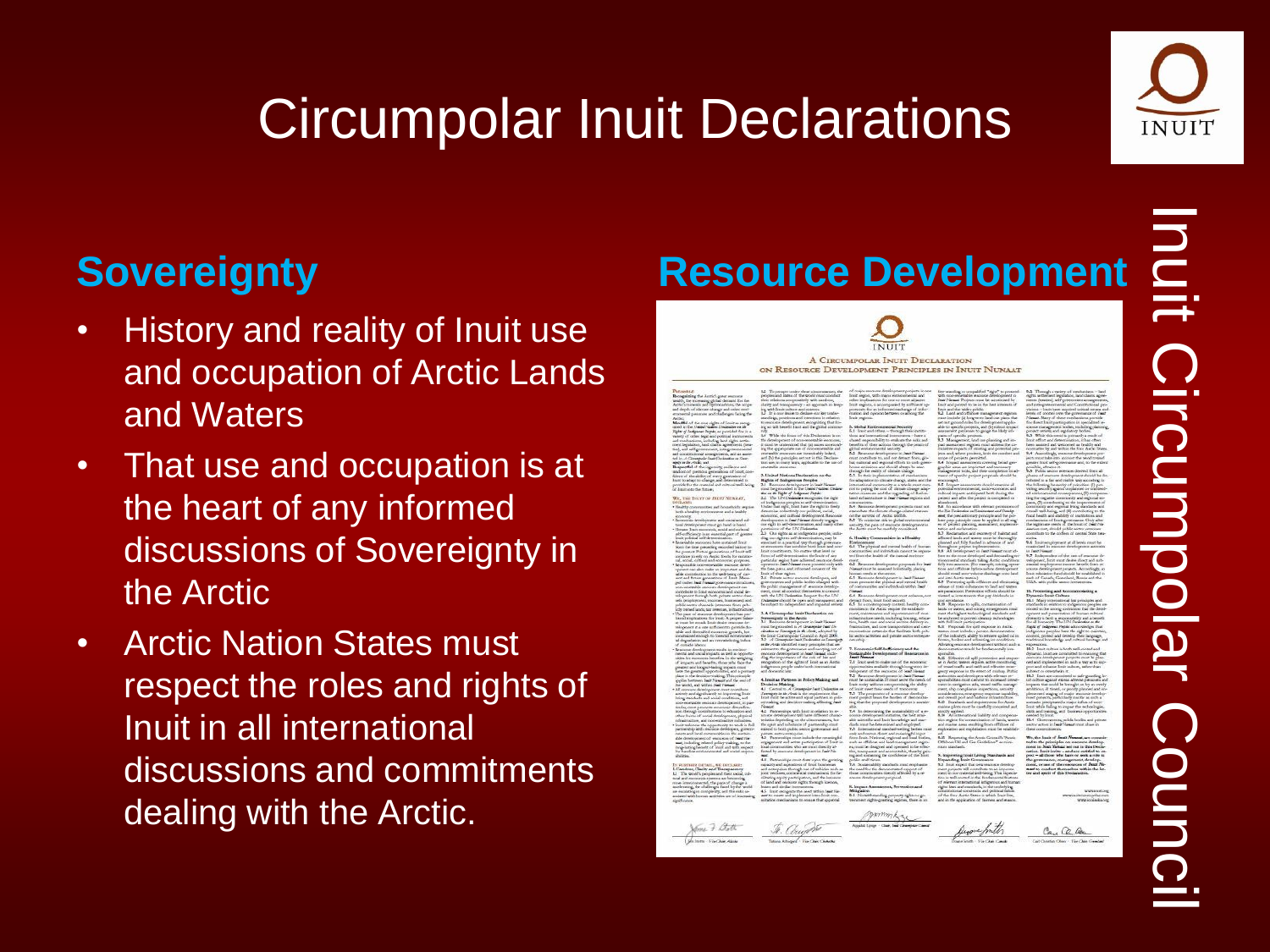# Circumpolar Inuit Declarations

## Sovereignty

- History and reality of Inuit use and occupation of Arctic Lands and Waters
- That use and occupation is at the heart of any informed discussions of Sovereignty in the Arctic
- Arctic Nation States must respect the roles and rights of Inuit in all international discussions and commitments dealing with the Arctic.

## Resource Development

Inuit Circumpolar Council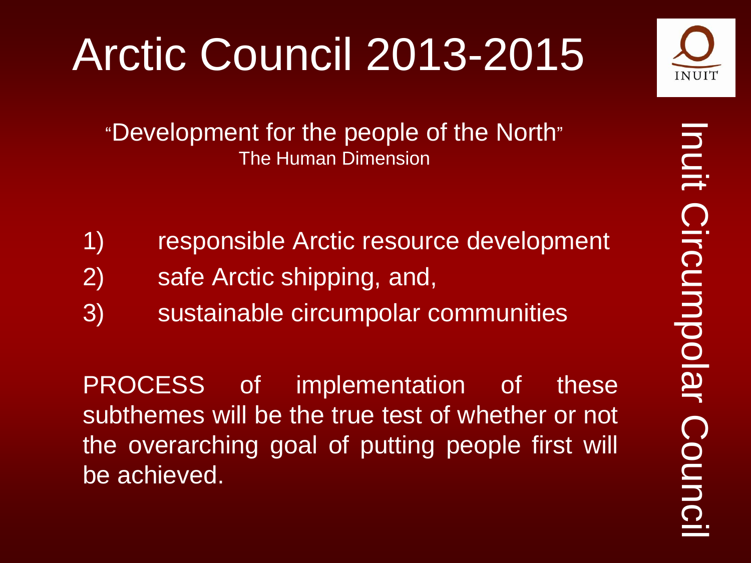# Arctic Council 2013-2015

"Development for the people of the North"
The Human Dimension

1) responsible Arctic resource development
2) safe Arctic shipping, and,
3) sustainable circumpolar communities

PROCESS of implementation of these subthemes will be the true test of whether or not the overarching goal of putting people first will be achieved.

INUIT

Inuit Circumpolar Council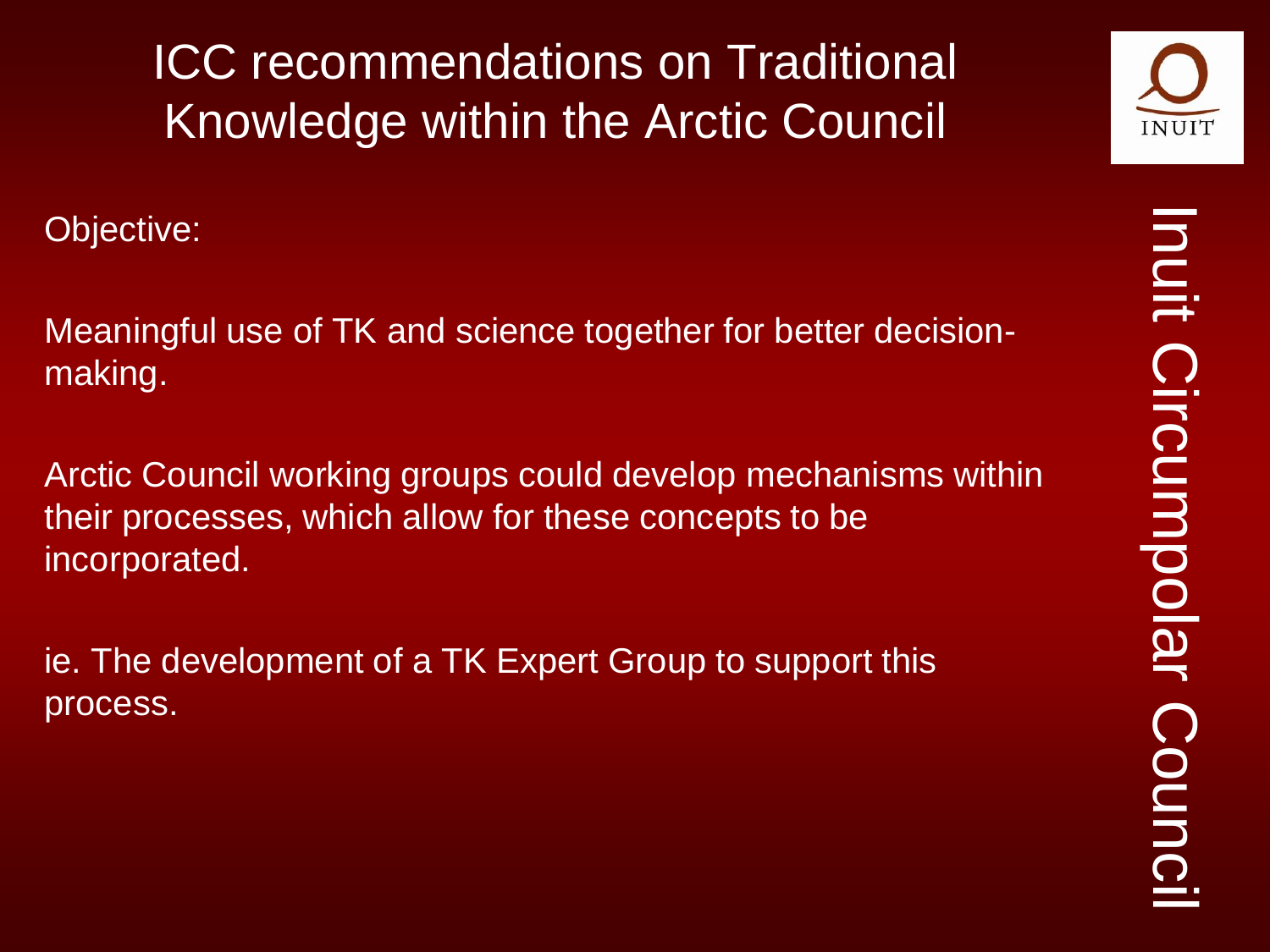# ICC recommendations on Traditional Knowledge within the Arctic Council

Objective:

Meaningful use of TK and science together for better decision-making.

Arctic Council working groups could develop mechanisms within their processes, which allow for these concepts to be incorporated.

ie. The development of a TK Expert Group to support this process.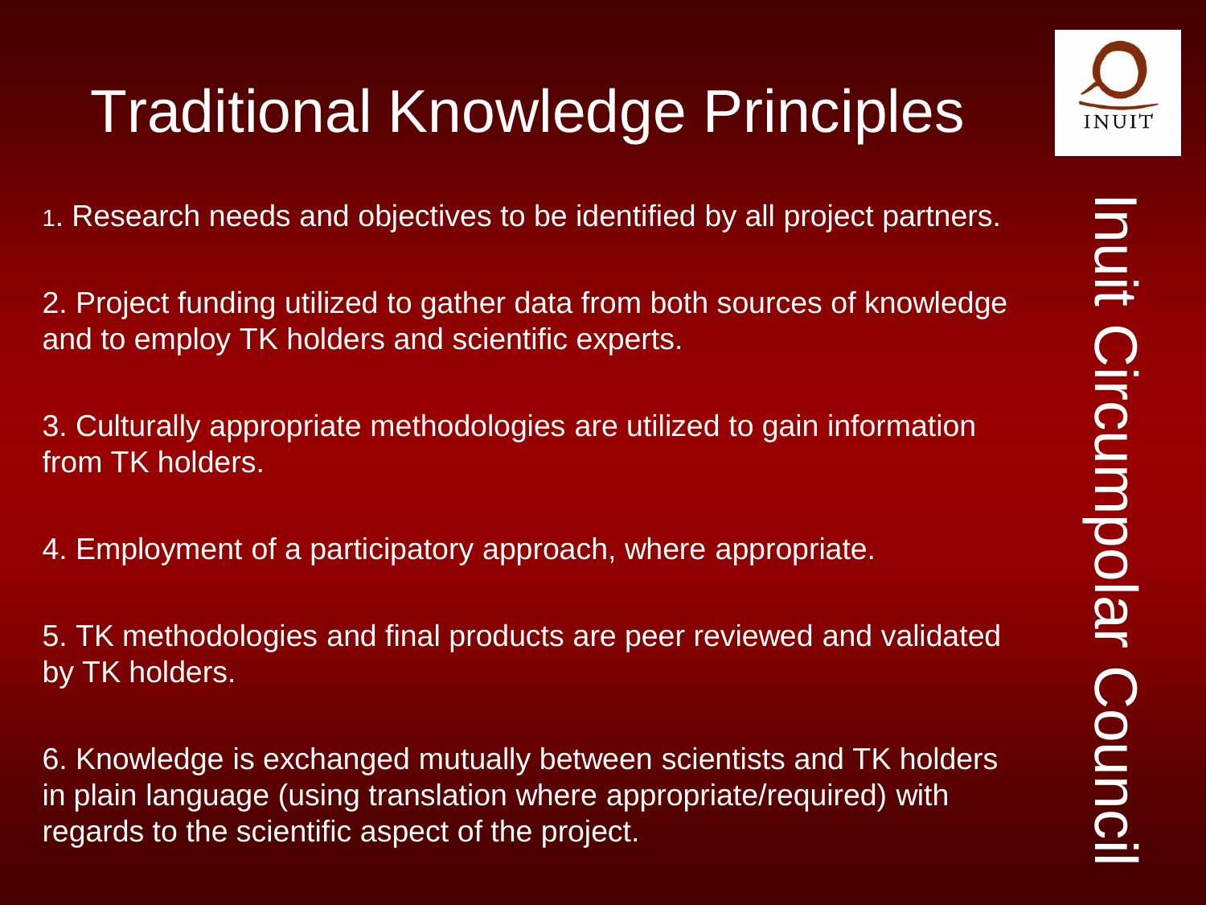# Traditional Knowledge Principles

1. Research needs and objectives to be identified by all project partners.

2. Project funding utilized to gather data from both sources of knowledge and to employ TK holders and scientific experts.

3. Culturally appropriate methodologies are utilized to gain information from TK holders.

4. Employment of a participatory approach, where appropriate.

5. TK methodologies and final products are peer reviewed and validated by TK holders.

6. Knowledge is exchanged mutually between scientists and TK holders in plain language (using translation where appropriate/required) with regards to the scientific aspect of the project.

INUIT

Inuit Circumpolar Council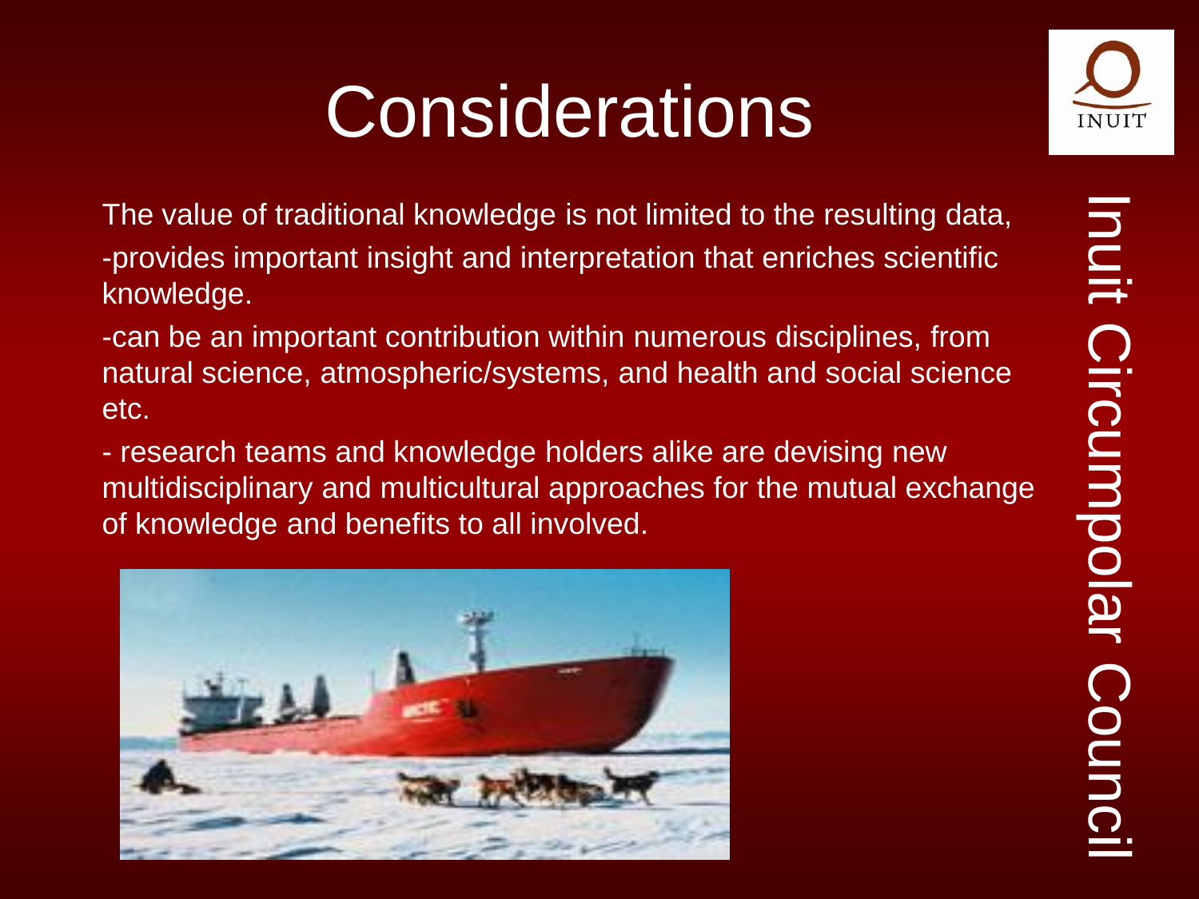# Considerations

The value of traditional knowledge is not limited to the resulting data,

-provides important insight and interpretation that enriches scientific knowledge.

-can be an important contribution within numerous disciplines, from natural science, atmospheric/systems, and health and social science etc.

- research teams and knowledge holders alike are devising new multidisciplinary and multicultural approaches for the mutual exchange of knowledge and benefits to all involved.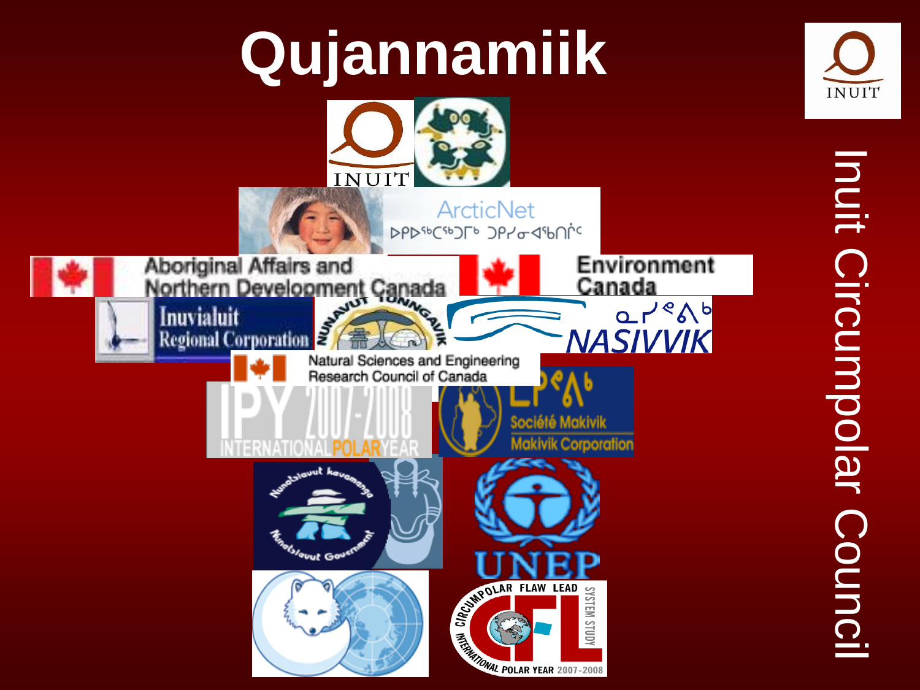# Qujannamiik

Inuit Circumpolar Council

INUIT

ArcticNet

ᐅᑭᐅᖅᑕᖅᑐᒥ ᑐᑭᓯᓇᐊᖅᑎᑦ

Aboriginal Affairs and Northern Development Canada

Environment Canada

Inuvialuit Regional Corporation

NUNAVUT TUNNGAVIK

ᓇᓯᕝᕕᒃ NASIVVIK

Natural Sciences and Engineering Research Council of Canada

IPY 2007-2008 INTERNATIONAL POLAR YEAR

ᒪᑭᕝᕕᒃ Société Makivik Makivik Corporation

Nunatsiavut kavamanga Nunatsiavut Government

UNEP

CIRCUMPOLAR FLAW LEAD SYSTEM STUDY CFL INTERNATIONAL POLAR YEAR 2007-2008